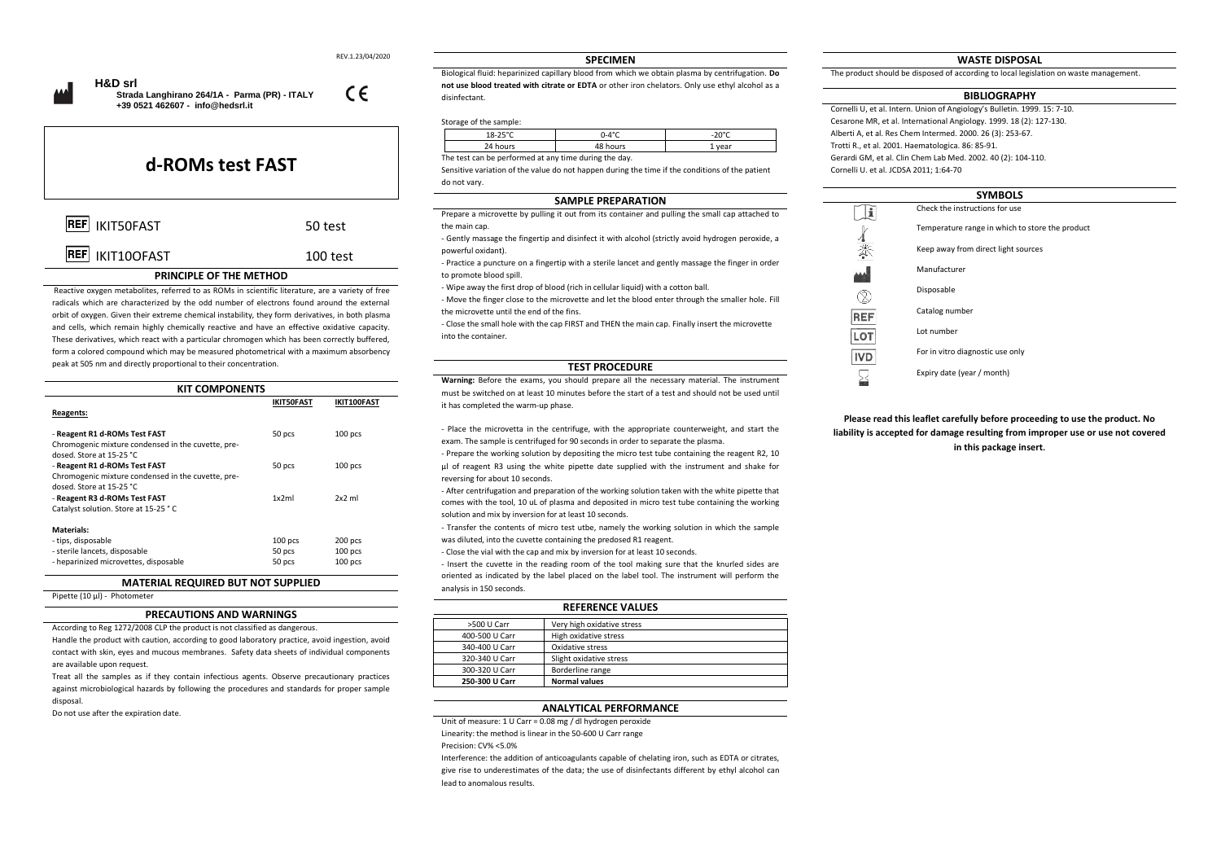REV.1.23/04/2020

**H&D srl**
**Strada Langhirano 264/1A - Parma (PR) - ITALY**
**+39 0521 462607 - info@hedsrl.it**

CE

# d-ROMs test FAST

| | |
|---|---|
| REF IKIT50FAST | 50 test |
| REF IKIT10OFAST | 100 test |

## PRINCIPLE OF THE METHOD

Reactive oxygen metabolites, referred to as ROMs in scientific literature, are a variety of free radicals which are characterized by the odd number of electrons found around the external orbit of oxygen. Given their extreme chemical instability, they form derivatives, in both plasma and cells, which remain highly chemically reactive and have an effective oxidative capacity. These derivatives, which react with a particular chromogen which has been correctly buffered, form a colored compound which may be measured photometrical with a maximum absorbency peak at 505 nm and directly proportional to their concentration.

## KIT COMPONENTS

| | IKIT50FAST | IKIT100FAST |
|---|---|---|
| **Reagents:** | | |
| - Reagent R1 d-ROMs Test FAST<br>Chromogenic mixture condensed in the cuvette, pre-dosed. Store at 15-25 °C | 50 pcs | 100 pcs |
| - Reagent R1 d-ROMs Test FAST<br>Chromogenic mixture condensed in the cuvette, pre-dosed. Store at 15-25 °C | 50 pcs | 100 pcs |
| - Reagent R3 d-ROMs Test FAST<br>Catalyst solution. Store at 15-25 ° C | 1x2ml | 2x2 ml |
| **Materials:** | | |
| - tips, disposable | 100 pcs | 200 pcs |
| - sterile lancets, disposable | 50 pcs | 100 pcs |
| - heparinized microvettes, disposable | 50 pcs | 100 pcs |

## MATERIAL REQUIRED BUT NOT SUPPLIED

Pipette (10 µl) - Photometer

## PRECAUTIONS AND WARNINGS

According to Reg 1272/2008 CLP the product is not classified as dangerous.

Handle the product with caution, according to good laboratory practice, avoid ingestion, avoid contact with skin, eyes and mucous membranes. Safety data sheets of individual components are available upon request.

Treat all the samples as if they contain infectious agents. Observe precautionary practices against microbiological hazards by following the procedures and standards for proper sample disposal.

Do not use after the expiration date.

## SPECIMEN

Biological fluid: heparinized capillary blood from which we obtain plasma by centrifugation. **Do not use blood treated with citrate or EDTA** or other iron chelators. Only use ethyl alcohol as a disinfectant.

Storage of the sample:

| 18-25°C | 0-4°C | -20°C |
|---|---|---|
| 24 hours | 48 hours | 1 year |

The test can be performed at any time during the day.

Sensitive variation of the value do not happen during the time if the conditions of the patient do not vary.

## SAMPLE PREPARATION

Prepare a microvette by pulling it out from its container and pulling the small cap attached to the main cap.

- Gently massage the fingertip and disinfect it with alcohol (strictly avoid hydrogen peroxide, a powerful oxidant).
- Practice a puncture on a fingertip with a sterile lancet and gently massage the finger in order to promote blood spill.
- Wipe away the first drop of blood (rich in cellular liquid) with a cotton ball.
- Move the finger close to the microvette and let the blood enter through the smaller hole. Fill the microvette until the end of the fins.
- Close the small hole with the cap FIRST and THEN the main cap. Finally insert the microvette into the container.

## TEST PROCEDURE

**Warning:** Before the exams, you should prepare all the necessary material. The instrument must be switched on at least 10 minutes before the start of a test and should not be used until it has completed the warm-up phase.

- Place the microvetta in the centrifuge, with the appropriate counterweight, and start the exam. The sample is centrifuged for 90 seconds in order to separate the plasma.
- Prepare the working solution by depositing the micro test tube containing the reagent R2, 10 µl of reagent R3 using the white pipette date supplied with the instrument and shake for reversing for about 10 seconds.
- After centrifugation and preparation of the working solution taken with the white pipette that comes with the tool, 10 uL of plasma and deposited in micro test tube containing the working solution and mix by inversion for at least 10 seconds.
- Transfer the contents of micro test utbe, namely the working solution in which the sample was diluted, into the cuvette containing the predosed R1 reagent.
- Close the vial with the cap and mix by inversion for at least 10 seconds.
- Insert the cuvette in the reading room of the tool making sure that the knurled sides are oriented as indicated by the label placed on the label tool. The instrument will perform the analysis in 150 seconds.

## REFERENCE VALUES

| | |
|---|---|
| >500 U Carr | Very high oxidative stress |
| 400-500 U Carr | High oxidative stress |
| 340-400 U Carr | Oxidative stress |
| 320-340 U Carr | Slight oxidative stress |
| 300-320 U Carr | Borderline range |
| **250-300 U Carr** | **Normal values** |

## ANALYTICAL PERFORMANCE

Unit of measure: 1 U Carr = 0.08 mg / dl hydrogen peroxide

Linearity: the method is linear in the 50-600 U Carr range

Precision: CV% <5.0%

Interference: the addition of anticoagulants capable of chelating iron, such as EDTA or citrates, give rise to underestimates of the data; the use of disinfectants different by ethyl alcohol can lead to anomalous results.

## WASTE DISPOSAL

The product should be disposed of according to local legislation on waste management.

## BIBLIOGRAPHY

Cornelli U, et al. Intern. Union of Angiology's Bulletin. 1999. 15: 7-10.
Cesarone MR, et al. International Angiology. 1999. 18 (2): 127-130.
Alberti A, et al. Res Chem Intermed. 2000. 26 (3): 253-67.
Trotti R., et al. 2001. Haematologica. 86: 85-91.
Gerardi GM, et al. Clin Chem Lab Med. 2002. 40 (2): 104-110.
Cornelli U. et al. JCDSA 2011; 1:64-70

## SYMBOLS

| Symbol | Meaning |
|---|---|
| i | Check the instructions for use |
| | Temperature range in which to store the product |
| | Keep away from direct light sources |
| | Manufacturer |
| | Disposable |
| REF | Catalog number |
| LOT | Lot number |
| IVD | For in vitro diagnostic use only |
| | Expiry date (year / month) |

**Please read this leaflet carefully before proceeding to use the product. No liability is accepted for damage resulting from improper use or use not covered in this package insert.**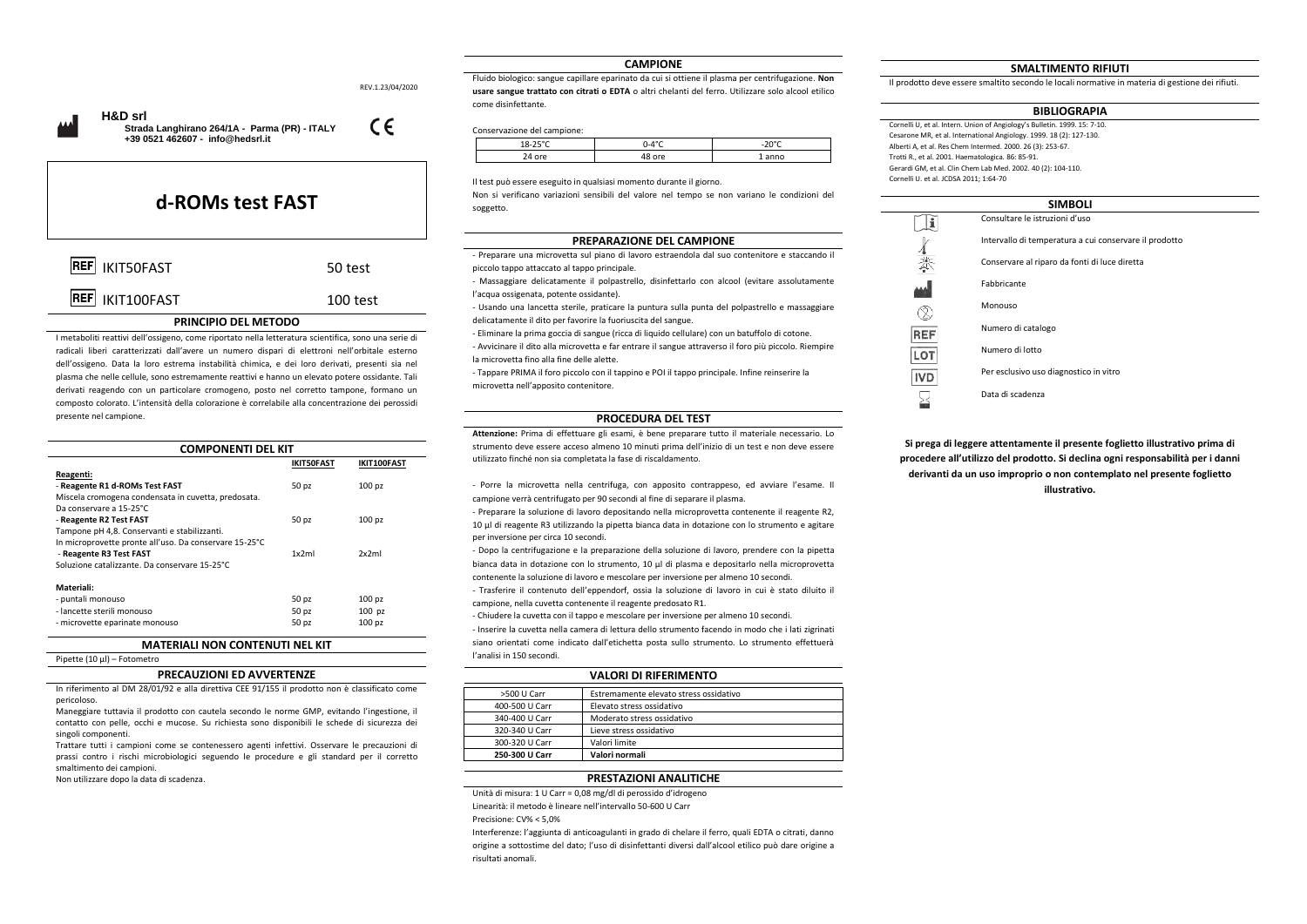REV.1.23/04/2020

**H&D srl**
**Strada Langhirano 264/1A - Parma (PR) - ITALY**
**+39 0521 462607 - info@hedsrl.it**

CE

# d-ROMs test FAST

REF IKIT50FAST 50 test

REF IKIT100FAST 100 test

## PRINCIPIO DEL METODO

I metaboliti reattivi dell'ossigeno, come riportato nella letteratura scientifica, sono una serie di radicali liberi caratterizzati dall'avere un numero dispari di elettroni nell'orbitale esterno dell'ossigeno. Data la loro estrema instabilità chimica, e dei loro derivati, presenti sia nel plasma che nelle cellule, sono estremamente reattivi e hanno un elevato potere ossidante. Tali derivati reagendo con un particolare cromogeno, posto nel corretto tampone, formano un composto colorato. L'intensità della colorazione è correlabile alla concentrazione dei perossidi presente nel campione.

## COMPONENTI DEL KIT

| | IKIT50FAST | IKIT100FAST |
|---|---|---|
| **Reagenti:** | | |
| - **Reagente R1 d-ROMs Test FAST** | 50 pz | 100 pz |
| Miscela cromogena condensata in cuvetta, predosata. | | |
| Da conservare a 15-25°C | | |
| - **Reagente R2 Test FAST** | 50 pz | 100 pz |
| Tampone pH 4,8. Conservanti e stabilizzanti. | | |
| In microprovette pronte all'uso. Da conservare 15-25°C | | |
| - **Reagente R3 Test FAST** | 1x2ml | 2x2ml |
| Soluzione catalizzante. Da conservare 15-25°C | | |
| **Materiali:** | | |
| - puntali monouso | 50 pz | 100 pz |
| - lancette sterili monouso | 50 pz | 100 pz |
| - microvette eparinate monouso | 50 pz | 100 pz |

## MATERIALI NON CONTENUTI NEL KIT

Pipette (10 µl) – Fotometro

## PRECAUZIONI ED AVVERTENZE

In riferimento al DM 28/01/92 e alla direttiva CEE 91/155 il prodotto non è classificato come pericoloso.

Maneggiare tuttavia il prodotto con cautela secondo le norme GMP, evitando l'ingestione, il contatto con pelle, occhi e mucose. Su richiesta sono disponibili le schede di sicurezza dei singoli componenti.

Trattare tutti i campioni come se contenessero agenti infettivi. Osservare le precauzioni di prassi contro i rischi microbiologici seguendo le procedure e gli standard per il corretto smaltimento dei campioni.

Non utilizzare dopo la data di scadenza.

## CAMPIONE

Fluido biologico: sangue capillare eparinato da cui si ottiene il plasma per centrifugazione. **Non usare sangue trattato con citrati o EDTA** o altri chelanti del ferro. Utilizzare solo alcool etilico come disinfettante.

Conservazione del campione:

| 18-25°C | 0-4°C | -20°C |
|---|---|---|
| 24 ore | 48 ore | 1 anno |

Il test può essere eseguito in qualsiasi momento durante il giorno.

Non si verificano variazioni sensibili del valore nel tempo se non variano le condizioni del soggetto.

## PREPARAZIONE DEL CAMPIONE

- Preparare una microvetta sul piano di lavoro estraendola dal suo contenitore e staccando il piccolo tappo attaccato al tappo principale.
- Massaggiare delicatamente il polpastrello, disinfettarlo con alcool (evitare assolutamente l'acqua ossigenata, potente ossidante).
- Usando una lancetta sterile, praticare la puntura sulla punta del polpastrello e massaggiare delicatamente il dito per favorire la fuoriuscita del sangue.
- Eliminare la prima goccia di sangue (ricca di liquido cellulare) con un batuffolo di cotone.
- Avvicinare il dito alla microvetta e far entrare il sangue attraverso il foro più piccolo. Riempire la microvetta fino alla fine delle alette.
- Tappare PRIMA il foro piccolo con il tappino e POI il tappo principale. Infine reinserire la microvetta nell'apposito contenitore.

## PROCEDURA DEL TEST

**Attenzione:** Prima di effettuare gli esami, è bene preparare tutto il materiale necessario. Lo strumento deve essere acceso almeno 10 minuti prima dell'inizio di un test e non deve essere utilizzato finché non sia completata la fase di riscaldamento.

- Porre la microvetta nella centrifuga, con apposito contrappeso, ed avviare l'esame. Il campione verrà centrifugato per 90 secondi al fine di separare il plasma.
- Preparare la soluzione di lavoro depositando nella microprovetta contenente il reagente R2, 10 µl di reagente R3 utilizzando la pipetta bianca data in dotazione con lo strumento e agitare per inversione per circa 10 secondi.
- Dopo la centrifugazione e la preparazione della soluzione di lavoro, prendere con la pipetta bianca data in dotazione con lo strumento, 10 µl di plasma e depositarlo nella microprovetta contenente la soluzione di lavoro e mescolare per inversione per almeno 10 secondi.
- Trasferire il contenuto dell'eppendorf, ossia la soluzione di lavoro in cui è stato diluito il campione, nella cuvetta contenente il reagente predosato R1.
- Chiudere la cuvetta con il tappo e mescolare per inversione per almeno 10 secondi.
- Inserire la cuvetta nella camera di lettura dello strumento facendo in modo che i lati zigrinati siano orientati come indicato dall'etichetta posta sullo strumento. Lo strumento effettuerà l'analisi in 150 secondi.

## VALORI DI RIFERIMENTO

| | |
|---|---|
| >500 U Carr | Estremamente elevato stress ossidativo |
| 400-500 U Carr | Elevato stress ossidativo |
| 340-400 U Carr | Moderato stress ossidativo |
| 320-340 U Carr | Lieve stress ossidativo |
| 300-320 U Carr | Valori limite |
| **250-300 U Carr** | **Valori normali** |

## PRESTAZIONI ANALITICHE

Unità di misura: 1 U Carr = 0,08 mg/dl di perossido d'idrogeno

Linearità: il metodo è lineare nell'intervallo 50-600 U Carr

Precisione: CV% < 5,0%

Interferenze: l'aggiunta di anticoagulanti in grado di chelare il ferro, quali EDTA o citrati, danno origine a sottostime del dato; l'uso di disinfettanti diversi dall'alcool etilico può dare origine a risultati anomali.

## SMALTIMENTO RIFIUTI

Il prodotto deve essere smaltito secondo le locali normative in materia di gestione dei rifiuti.

## BIBLIOGRAPIA

Cornelli U, et al. Intern. Union of Angiology's Bulletin. 1999. 15: 7-10.
Cesarone MR, et al. International Angiology. 1999. 18 (2): 127-130.
Alberti A, et al. Res Chem Intermed. 2000. 26 (3): 253-67.
Trotti R., et al. 2001. Haematologica. 86: 85-91.
Gerardi GM, et al. Clin Chem Lab Med. 2002. 40 (2): 104-110.
Cornelli U. et al. JCDSA 2011; 1:64-70

## SIMBOLI

| | |
|---|---|
| i | Consultare le istruzioni d'uso |
| | Intervallo di temperatura a cui conservare il prodotto |
| | Conservare al riparo da fonti di luce diretta |
| | Fabbricante |
| | Monouso |
| REF | Numero di catalogo |
| LOT | Numero di lotto |
| IVD | Per esclusivo uso diagnostico in vitro |
| | Data di scadenza |

**Si prega di leggere attentamente il presente foglietto illustrativo prima di procedere all'utilizzo del prodotto. Si declina ogni responsabilità per i danni derivanti da un uso improprio o non contemplato nel presente foglietto illustrativo.**